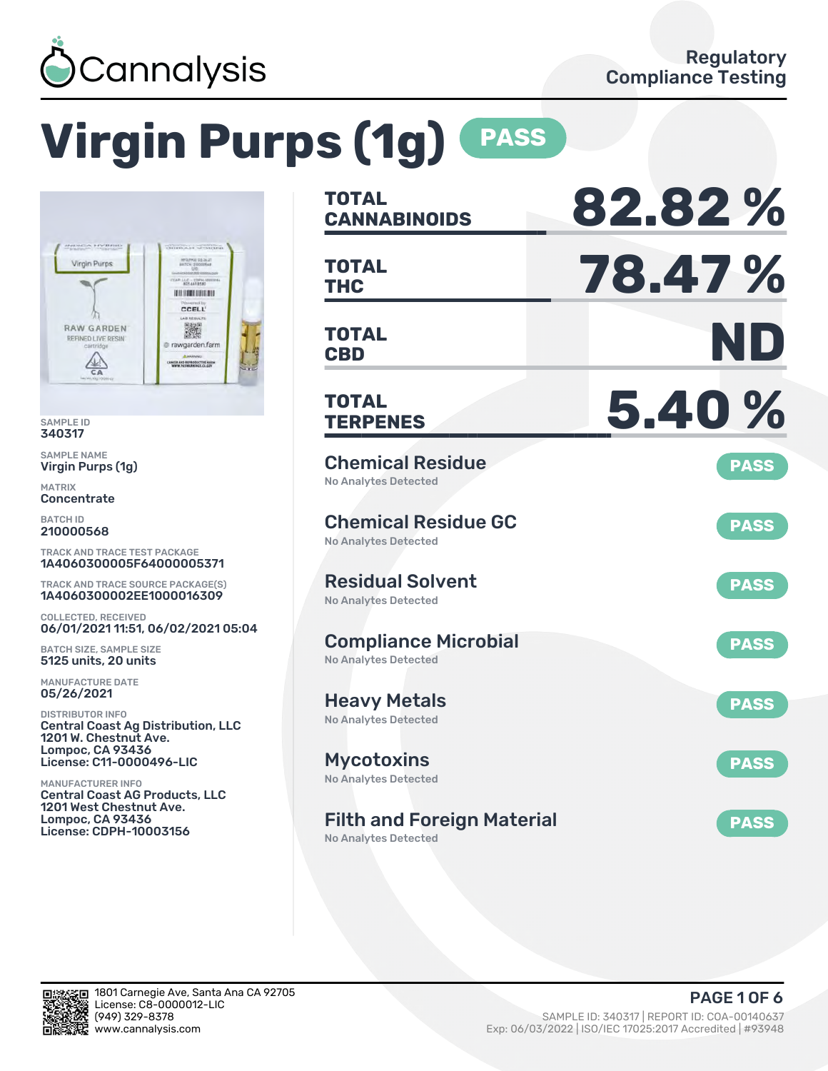Cannalysis

Regulatory Compliance Testing

# Virgin Purps (1g) PASS

SAMPLE ID
340317

SAMPLE NAME
Virgin Purps (1g)

MATRIX
Concentrate

BATCH ID
210000568

TRACK AND TRACE TEST PACKAGE
1A4060300005F64000005371

TRACK AND TRACE SOURCE PACKAGE(S)
1A4060300002EE1000016309

COLLECTED, RECEIVED
06/01/2021 11:51, 06/02/2021 05:04

BATCH SIZE, SAMPLE SIZE
5125 units, 20 units

MANUFACTURE DATE
05/26/2021

DISTRIBUTOR INFO
Central Coast Ag Distribution, LLC
1201 W. Chestnut Ave.
Lompoc, CA 93436
License: C11-0000496-LIC

MANUFACTURER INFO
Central Coast AG Products, LLC
1201 West Chestnut Ave.
Lompoc, CA 93436
License: CDPH-10003156

| | |
|---|---|
| TOTAL CANNABINOIDS | 82.82 % |
| TOTAL THC | 78.47 % |
| TOTAL CBD | ND |
| TOTAL TERPENES | 5.40 % |

| Test | Result |
|---|---|
| Chemical Residue — No Analytes Detected | PASS |
| Chemical Residue GC — No Analytes Detected | PASS |
| Residual Solvent — No Analytes Detected | PASS |
| Compliance Microbial — No Analytes Detected | PASS |
| Heavy Metals — No Analytes Detected | PASS |
| Mycotoxins — No Analytes Detected | PASS |
| Filth and Foreign Material — No Analytes Detected | PASS |

1801 Carnegie Ave, Santa Ana CA 92705
License: C8-0000012-LIC
(949) 329-8378
www.cannalysis.com

SAMPLE ID: 340317 | REPORT ID: COA-00140637
Exp: 06/03/2022 | ISO/IEC 17025:2017 Accredited | #93948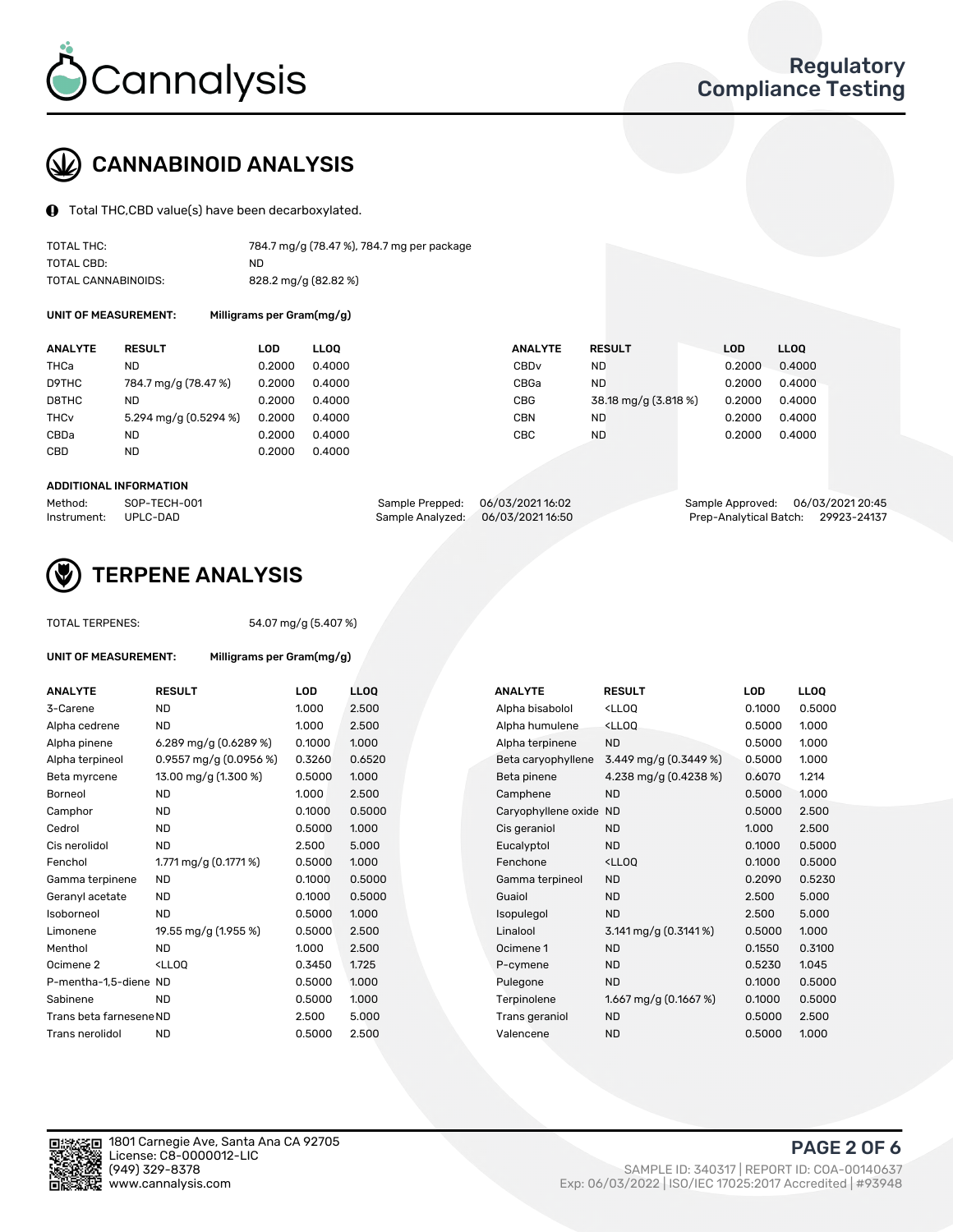# CANNABINOID ANALYSIS

Total THC,CBD value(s) have been decarboxylated.

| | |
|---|---|
| TOTAL THC: | 784.7 mg/g (78.47 %), 784.7 mg per package |
| TOTAL CBD: | ND |
| TOTAL CANNABINOIDS: | 828.2 mg/g (82.82 %) |

**UNIT OF MEASUREMENT:** Milligrams per Gram(mg/g)

| ANALYTE | RESULT | LOD | LLOQ |
|---|---|---|---|
| THCa | ND | 0.2000 | 0.4000 |
| D9THC | 784.7 mg/g (78.47 %) | 0.2000 | 0.4000 |
| D8THC | ND | 0.2000 | 0.4000 |
| THCv | 5.294 mg/g (0.5294 %) | 0.2000 | 0.4000 |
| CBDa | ND | 0.2000 | 0.4000 |
| CBD | ND | 0.2000 | 0.4000 |
| CBDv | ND | 0.2000 | 0.4000 |
| CBGa | ND | 0.2000 | 0.4000 |
| CBG | 38.18 mg/g (3.818 %) | 0.2000 | 0.4000 |
| CBN | ND | 0.2000 | 0.4000 |
| CBC | ND | 0.2000 | 0.4000 |

**ADDITIONAL INFORMATION**

| | | | | | |
|---|---|---|---|---|---|
| Method: | SOP-TECH-001 | Sample Prepped: | 06/03/2021 16:02 | Sample Approved: | 06/03/2021 20:45 |
| Instrument: | UPLC-DAD | Sample Analyzed: | 06/03/2021 16:50 | Prep-Analytical Batch: | 29923-24137 |

# TERPENE ANALYSIS

TOTAL TERPENES: 54.07 mg/g (5.407 %)

**UNIT OF MEASUREMENT:** Milligrams per Gram(mg/g)

| ANALYTE | RESULT | LOD | LLOQ |
|---|---|---|---|
| 3-Carene | ND | 1.000 | 2.500 |
| Alpha cedrene | ND | 1.000 | 2.500 |
| Alpha pinene | 6.289 mg/g (0.6289 %) | 0.1000 | 1.000 |
| Alpha terpineol | 0.9557 mg/g (0.0956 %) | 0.3260 | 0.6520 |
| Beta myrcene | 13.00 mg/g (1.300 %) | 0.5000 | 1.000 |
| Borneol | ND | 1.000 | 2.500 |
| Camphor | ND | 0.1000 | 0.5000 |
| Cedrol | ND | 0.5000 | 1.000 |
| Cis nerolidol | ND | 2.500 | 5.000 |
| Fenchol | 1.771 mg/g (0.1771 %) | 0.5000 | 1.000 |
| Gamma terpinene | ND | 0.1000 | 0.5000 |
| Geranyl acetate | ND | 0.1000 | 0.5000 |
| Isoborneol | ND | 0.5000 | 1.000 |
| Limonene | 19.55 mg/g (1.955 %) | 0.5000 | 2.500 |
| Menthol | ND | 1.000 | 2.500 |
| Ocimene 2 | <LLOQ | 0.3450 | 1.725 |
| P-mentha-1,5-diene | ND | 0.5000 | 1.000 |
| Sabinene | ND | 0.5000 | 1.000 |
| Trans beta farnesene | ND | 2.500 | 5.000 |
| Trans nerolidol | ND | 0.5000 | 2.500 |
| Alpha bisabolol | <LLOQ | 0.1000 | 0.5000 |
| Alpha humulene | <LLOQ | 0.5000 | 1.000 |
| Alpha terpinene | ND | 0.5000 | 1.000 |
| Beta caryophyllene | 3.449 mg/g (0.3449 %) | 0.5000 | 1.000 |
| Beta pinene | 4.238 mg/g (0.4238 %) | 0.6070 | 1.214 |
| Camphene | ND | 0.5000 | 1.000 |
| Caryophyllene oxide | ND | 0.5000 | 2.500 |
| Cis geraniol | ND | 1.000 | 2.500 |
| Eucalyptol | ND | 0.1000 | 0.5000 |
| Fenchone | <LLOQ | 0.1000 | 0.5000 |
| Gamma terpineol | ND | 0.2090 | 0.5230 |
| Guaiol | ND | 2.500 | 5.000 |
| Isopulegol | ND | 2.500 | 5.000 |
| Linalool | 3.141 mg/g (0.3141 %) | 0.5000 | 1.000 |
| Ocimene 1 | ND | 0.1550 | 0.3100 |
| P-cymene | ND | 0.5230 | 1.045 |
| Pulegone | ND | 0.1000 | 0.5000 |
| Terpinolene | 1.667 mg/g (0.1667 %) | 0.1000 | 0.5000 |
| Trans geraniol | ND | 0.5000 | 2.500 |
| Valencene | ND | 0.5000 | 1.000 |

1801 Carnegie Ave, Santa Ana CA 92705
License: C8-0000012-LIC
(949) 329-8378
www.cannalysis.com

SAMPLE ID: 340317 | REPORT ID: COA-00140637
Exp: 06/03/2022 | ISO/IEC 17025:2017 Accredited | #93948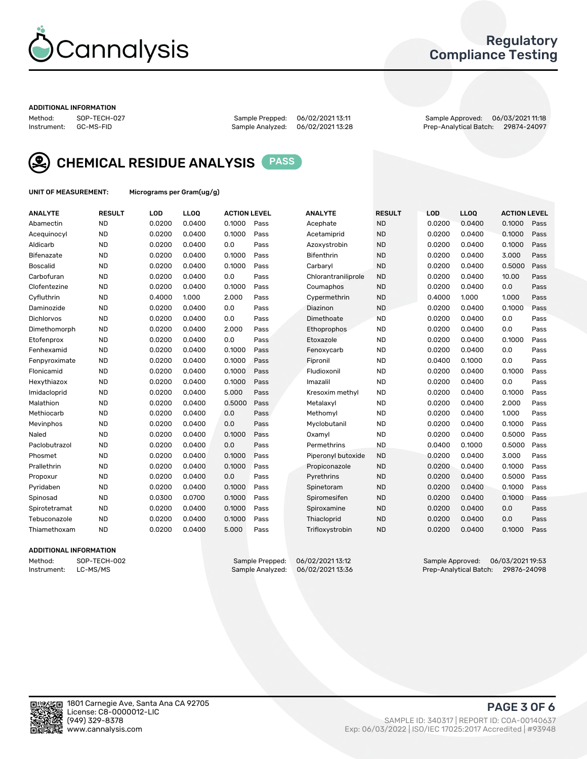# Cannalysis

**Regulatory Compliance Testing**

### ADDITIONAL INFORMATION

Method: SOP-TECH-027
Instrument: GC-MS-FID

Sample Prepped: 06/02/2021 13:11
Sample Analyzed: 06/02/2021 13:28

Sample Approved: 06/03/2021 11:18
Prep-Analytical Batch: 29874-24097

## CHEMICAL RESIDUE ANALYSIS PASS

**UNIT OF MEASUREMENT:** Micrograms per Gram(ug/g)

| ANALYTE | RESULT | LOD | LLOQ | ACTION LEVEL | | ANALYTE | RESULT | LOD | LLOQ | ACTION LEVEL | |
|---|---|---|---|---|---|---|---|---|---|---|---|
| Abamectin | ND | 0.0200 | 0.0400 | 0.1000 | Pass | Acephate | ND | 0.0200 | 0.0400 | 0.1000 | Pass |
| Acequinocyl | ND | 0.0200 | 0.0400 | 0.1000 | Pass | Acetamiprid | ND | 0.0200 | 0.0400 | 0.1000 | Pass |
| Aldicarb | ND | 0.0200 | 0.0400 | 0.0 | Pass | Azoxystrobin | ND | 0.0200 | 0.0400 | 0.1000 | Pass |
| Bifenazate | ND | 0.0200 | 0.0400 | 0.1000 | Pass | Bifenthrin | ND | 0.0200 | 0.0400 | 3.000 | Pass |
| Boscalid | ND | 0.0200 | 0.0400 | 0.1000 | Pass | Carbaryl | ND | 0.0200 | 0.0400 | 0.5000 | Pass |
| Carbofuran | ND | 0.0200 | 0.0400 | 0.0 | Pass | Chlorantraniliprole | ND | 0.0200 | 0.0400 | 10.00 | Pass |
| Clofentezine | ND | 0.0200 | 0.0400 | 0.1000 | Pass | Coumaphos | ND | 0.0200 | 0.0400 | 0.0 | Pass |
| Cyfluthrin | ND | 0.4000 | 1.000 | 2.000 | Pass | Cypermethrin | ND | 0.4000 | 1.000 | 1.000 | Pass |
| Daminozide | ND | 0.0200 | 0.0400 | 0.0 | Pass | Diazinon | ND | 0.0200 | 0.0400 | 0.1000 | Pass |
| Dichlorvos | ND | 0.0200 | 0.0400 | 0.0 | Pass | Dimethoate | ND | 0.0200 | 0.0400 | 0.0 | Pass |
| Dimethomorph | ND | 0.0200 | 0.0400 | 2.000 | Pass | Ethoprophos | ND | 0.0200 | 0.0400 | 0.0 | Pass |
| Etofenprox | ND | 0.0200 | 0.0400 | 0.0 | Pass | Etoxazole | ND | 0.0200 | 0.0400 | 0.1000 | Pass |
| Fenhexamid | ND | 0.0200 | 0.0400 | 0.1000 | Pass | Fenoxycarb | ND | 0.0200 | 0.0400 | 0.0 | Pass |
| Fenpyroximate | ND | 0.0200 | 0.0400 | 0.1000 | Pass | Fipronil | ND | 0.0400 | 0.1000 | 0.0 | Pass |
| Flonicamid | ND | 0.0200 | 0.0400 | 0.1000 | Pass | Fludioxonil | ND | 0.0200 | 0.0400 | 0.1000 | Pass |
| Hexythiazox | ND | 0.0200 | 0.0400 | 0.1000 | Pass | Imazalil | ND | 0.0200 | 0.0400 | 0.0 | Pass |
| Imidacloprid | ND | 0.0200 | 0.0400 | 5.000 | Pass | Kresoxim methyl | ND | 0.0200 | 0.0400 | 0.1000 | Pass |
| Malathion | ND | 0.0200 | 0.0400 | 0.5000 | Pass | Metalaxyl | ND | 0.0200 | 0.0400 | 2.000 | Pass |
| Methiocarb | ND | 0.0200 | 0.0400 | 0.0 | Pass | Methomyl | ND | 0.0200 | 0.0400 | 1.000 | Pass |
| Mevinphos | ND | 0.0200 | 0.0400 | 0.0 | Pass | Myclobutanil | ND | 0.0200 | 0.0400 | 0.1000 | Pass |
| Naled | ND | 0.0200 | 0.0400 | 0.1000 | Pass | Oxamyl | ND | 0.0200 | 0.0400 | 0.5000 | Pass |
| Paclobutrazol | ND | 0.0200 | 0.0400 | 0.0 | Pass | Permethrins | ND | 0.0400 | 0.1000 | 0.5000 | Pass |
| Phosmet | ND | 0.0200 | 0.0400 | 0.1000 | Pass | Piperonyl butoxide | ND | 0.0200 | 0.0400 | 3.000 | Pass |
| Prallethrin | ND | 0.0200 | 0.0400 | 0.1000 | Pass | Propiconazole | ND | 0.0200 | 0.0400 | 0.1000 | Pass |
| Propoxur | ND | 0.0200 | 0.0400 | 0.0 | Pass | Pyrethrins | ND | 0.0200 | 0.0400 | 0.5000 | Pass |
| Pyridaben | ND | 0.0200 | 0.0400 | 0.1000 | Pass | Spinetoram | ND | 0.0200 | 0.0400 | 0.1000 | Pass |
| Spinosad | ND | 0.0300 | 0.0700 | 0.1000 | Pass | Spiromesifen | ND | 0.0200 | 0.0400 | 0.1000 | Pass |
| Spirotetramat | ND | 0.0200 | 0.0400 | 0.1000 | Pass | Spiroxamine | ND | 0.0200 | 0.0400 | 0.0 | Pass |
| Tebuconazole | ND | 0.0200 | 0.0400 | 0.1000 | Pass | Thiacloprid | ND | 0.0200 | 0.0400 | 0.0 | Pass |
| Thiamethoxam | ND | 0.0200 | 0.0400 | 5.000 | Pass | Trifloxystrobin | ND | 0.0200 | 0.0400 | 0.1000 | Pass |

### ADDITIONAL INFORMATION

Method: SOP-TECH-002
Instrument: LC-MS/MS

Sample Prepped: 06/02/2021 13:12
Sample Analyzed: 06/02/2021 13:36

Sample Approved: 06/03/2021 19:53
Prep-Analytical Batch: 29876-24098

1801 Carnegie Ave, Santa Ana CA 92705
License: C8-0000012-LIC
(949) 329-8378
www.cannalysis.com

SAMPLE ID: 340317 | REPORT ID: COA-00140637
Exp: 06/03/2022 | ISO/IEC 17025:2017 Accredited | #93948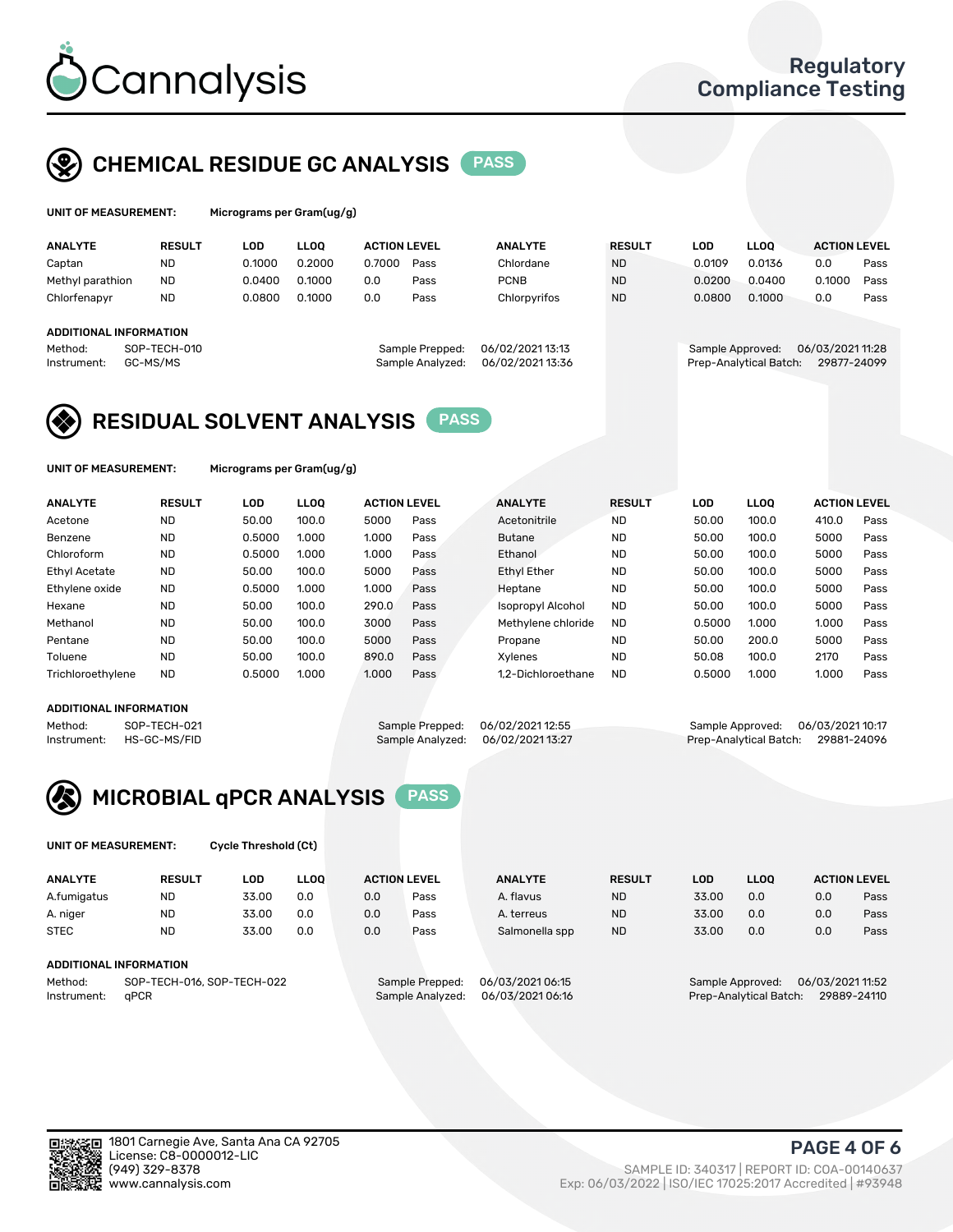# Cannalysis

Regulatory Compliance Testing

## CHEMICAL RESIDUE GC ANALYSIS PASS

**UNIT OF MEASUREMENT:** Micrograms per Gram(ug/g)

| ANALYTE | RESULT | LOD | LLOQ | ACTION LEVEL | | ANALYTE | RESULT | LOD | LLOQ | ACTION LEVEL | |
|---|---|---|---|---|---|---|---|---|---|---|---|
| Captan | ND | 0.1000 | 0.2000 | 0.7000 | Pass | Chlordane | ND | 0.0109 | 0.0136 | 0.0 | Pass |
| Methyl parathion | ND | 0.0400 | 0.1000 | 0.0 | Pass | PCNB | ND | 0.0200 | 0.0400 | 0.1000 | Pass |
| Chlorfenapyr | ND | 0.0800 | 0.1000 | 0.0 | Pass | Chlorpyrifos | ND | 0.0800 | 0.1000 | 0.0 | Pass |

**ADDITIONAL INFORMATION**

Method: SOP-TECH-010
Instrument: GC-MS/MS
Sample Prepped: 06/02/2021 13:13
Sample Analyzed: 06/02/2021 13:36
Sample Approved: 06/03/2021 11:28
Prep-Analytical Batch: 29877-24099

## RESIDUAL SOLVENT ANALYSIS PASS

**UNIT OF MEASUREMENT:** Micrograms per Gram(ug/g)

| ANALYTE | RESULT | LOD | LLOQ | ACTION LEVEL | | ANALYTE | RESULT | LOD | LLOQ | ACTION LEVEL | |
|---|---|---|---|---|---|---|---|---|---|---|---|
| Acetone | ND | 50.00 | 100.0 | 5000 | Pass | Acetonitrile | ND | 50.00 | 100.0 | 410.0 | Pass |
| Benzene | ND | 0.5000 | 1.000 | 1.000 | Pass | Butane | ND | 50.00 | 100.0 | 5000 | Pass |
| Chloroform | ND | 0.5000 | 1.000 | 1.000 | Pass | Ethanol | ND | 50.00 | 100.0 | 5000 | Pass |
| Ethyl Acetate | ND | 50.00 | 100.0 | 5000 | Pass | Ethyl Ether | ND | 50.00 | 100.0 | 5000 | Pass |
| Ethylene oxide | ND | 0.5000 | 1.000 | 1.000 | Pass | Heptane | ND | 50.00 | 100.0 | 5000 | Pass |
| Hexane | ND | 50.00 | 100.0 | 290.0 | Pass | Isopropyl Alcohol | ND | 50.00 | 100.0 | 5000 | Pass |
| Methanol | ND | 50.00 | 100.0 | 3000 | Pass | Methylene chloride | ND | 0.5000 | 1.000 | 1.000 | Pass |
| Pentane | ND | 50.00 | 100.0 | 5000 | Pass | Propane | ND | 50.00 | 200.0 | 5000 | Pass |
| Toluene | ND | 50.00 | 100.0 | 890.0 | Pass | Xylenes | ND | 50.08 | 100.0 | 2170 | Pass |
| Trichloroethylene | ND | 0.5000 | 1.000 | 1.000 | Pass | 1,2-Dichloroethane | ND | 0.5000 | 1.000 | 1.000 | Pass |

**ADDITIONAL INFORMATION**

Method: SOP-TECH-021
Instrument: HS-GC-MS/FID
Sample Prepped: 06/02/2021 12:55
Sample Analyzed: 06/02/2021 13:27
Sample Approved: 06/03/2021 10:17
Prep-Analytical Batch: 29881-24096

## MICROBIAL qPCR ANALYSIS PASS

**UNIT OF MEASUREMENT:** Cycle Threshold (Ct)

| ANALYTE | RESULT | LOD | LLOQ | ACTION LEVEL | | ANALYTE | RESULT | LOD | LLOQ | ACTION LEVEL | |
|---|---|---|---|---|---|---|---|---|---|---|---|
| A.fumigatus | ND | 33.00 | 0.0 | 0.0 | Pass | A. flavus | ND | 33.00 | 0.0 | 0.0 | Pass |
| A. niger | ND | 33.00 | 0.0 | 0.0 | Pass | A. terreus | ND | 33.00 | 0.0 | 0.0 | Pass |
| STEC | ND | 33.00 | 0.0 | 0.0 | Pass | Salmonella spp | ND | 33.00 | 0.0 | 0.0 | Pass |

**ADDITIONAL INFORMATION**

Method: SOP-TECH-016, SOP-TECH-022
Instrument: qPCR
Sample Prepped: 06/03/2021 06:15
Sample Analyzed: 06/03/2021 06:16
Sample Approved: 06/03/2021 11:52
Prep-Analytical Batch: 29889-24110

1801 Carnegie Ave, Santa Ana CA 92705
License: C8-0000012-LIC
(949) 329-8378
www.cannalysis.com

SAMPLE ID: 340317 | REPORT ID: COA-00140637
Exp: 06/03/2022 | ISO/IEC 17025:2017 Accredited | #93948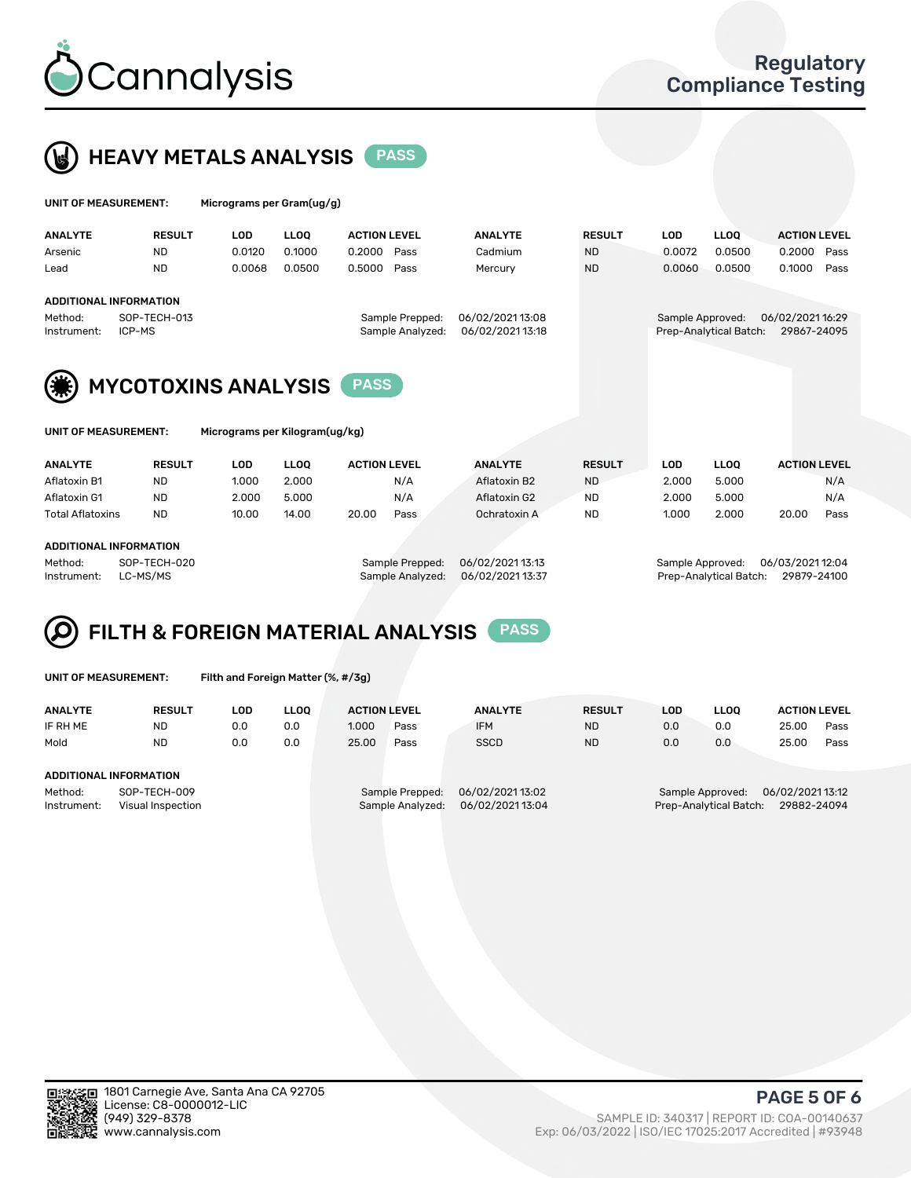# Cannalysis

Regulatory Compliance Testing

## HEAVY METALS ANALYSIS PASS

**UNIT OF MEASUREMENT:** Micrograms per Gram(ug/g)

| ANALYTE | RESULT | LOD | LLOQ | ACTION LEVEL | | ANALYTE | RESULT | LOD | LLOQ | ACTION LEVEL | |
|---|---|---|---|---|---|---|---|---|---|---|---|
| Arsenic | ND | 0.0120 | 0.1000 | 0.2000 | Pass | Cadmium | ND | 0.0072 | 0.0500 | 0.2000 | Pass |
| Lead | ND | 0.0068 | 0.0500 | 0.5000 | Pass | Mercury | ND | 0.0060 | 0.0500 | 0.1000 | Pass |

**ADDITIONAL INFORMATION**

Method: SOP-TECH-013
Instrument: ICP-MS

Sample Prepped: 06/02/2021 13:08
Sample Analyzed: 06/02/2021 13:18

Sample Approved: 06/02/2021 16:29
Prep-Analytical Batch: 29867-24095

## MYCOTOXINS ANALYSIS PASS

**UNIT OF MEASUREMENT:** Micrograms per Kilogram(ug/kg)

| ANALYTE | RESULT | LOD | LLOQ | ACTION LEVEL | | ANALYTE | RESULT | LOD | LLOQ | ACTION LEVEL | |
|---|---|---|---|---|---|---|---|---|---|---|---|
| Aflatoxin B1 | ND | 1.000 | 2.000 | | N/A | Aflatoxin B2 | ND | 2.000 | 5.000 | | N/A |
| Aflatoxin G1 | ND | 2.000 | 5.000 | | N/A | Aflatoxin G2 | ND | 2.000 | 5.000 | | N/A |
| Total Aflatoxins | ND | 10.00 | 14.00 | 20.00 | Pass | Ochratoxin A | ND | 1.000 | 2.000 | 20.00 | Pass |

**ADDITIONAL INFORMATION**

Method: SOP-TECH-020
Instrument: LC-MS/MS

Sample Prepped: 06/02/2021 13:13
Sample Analyzed: 06/02/2021 13:37

Sample Approved: 06/03/2021 12:04
Prep-Analytical Batch: 29879-24100

## FILTH & FOREIGN MATERIAL ANALYSIS PASS

**UNIT OF MEASUREMENT:** Filth and Foreign Matter (%, #/3g)

| ANALYTE | RESULT | LOD | LLOQ | ACTION LEVEL | | ANALYTE | RESULT | LOD | LLOQ | ACTION LEVEL | |
|---|---|---|---|---|---|---|---|---|---|---|---|
| IF RH ME | ND | 0.0 | 0.0 | 1.000 | Pass | IFM | ND | 0.0 | 0.0 | 25.00 | Pass |
| Mold | ND | 0.0 | 0.0 | 25.00 | Pass | SSCD | ND | 0.0 | 0.0 | 25.00 | Pass |

**ADDITIONAL INFORMATION**

Method: SOP-TECH-009
Instrument: Visual Inspection

Sample Prepped: 06/02/2021 13:02
Sample Analyzed: 06/02/2021 13:04

Sample Approved: 06/02/2021 13:12
Prep-Analytical Batch: 29882-24094

1801 Carnegie Ave, Santa Ana CA 92705
License: C8-0000012-LIC
(949) 329-8378
www.cannalysis.com

SAMPLE ID: 340317 | REPORT ID: COA-00140637
Exp: 06/03/2022 | ISO/IEC 17025:2017 Accredited | #93948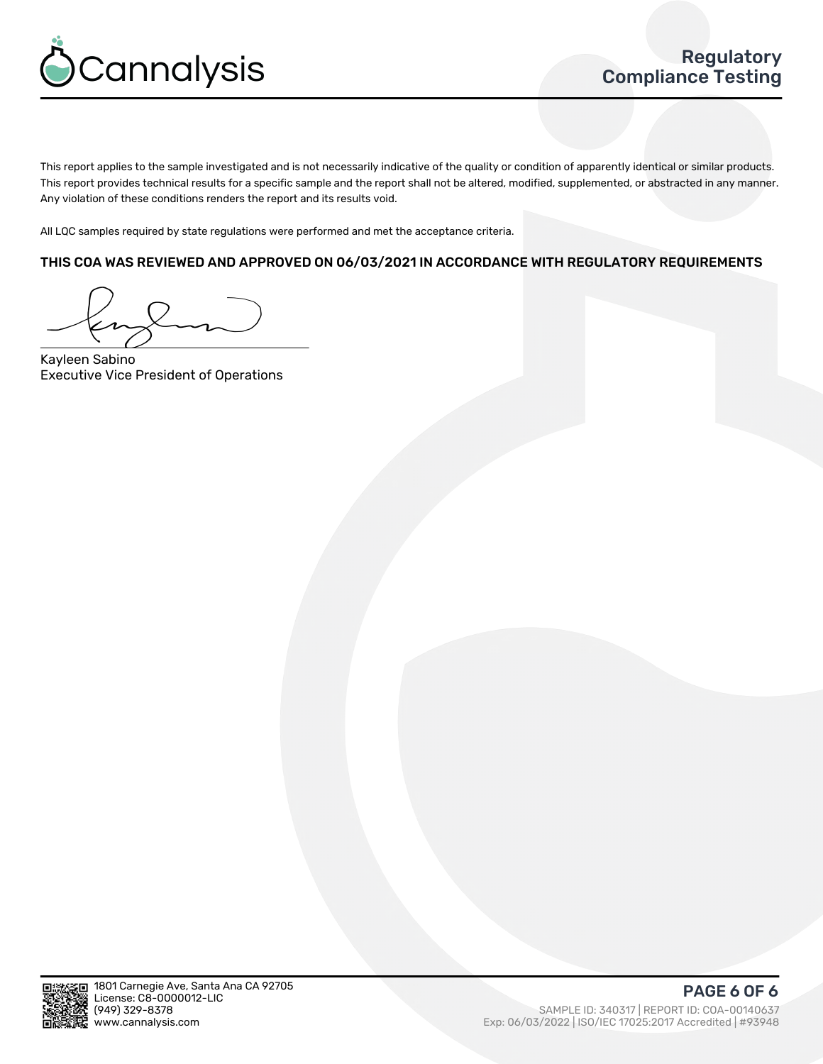This report applies to the sample investigated and is not necessarily indicative of the quality or condition of apparently identical or similar products. This report provides technical results for a specific sample and the report shall not be altered, modified, supplemented, or abstracted in any manner. Any violation of these conditions renders the report and its results void.

All LQC samples required by state regulations were performed and met the acceptance criteria.

**THIS COA WAS REVIEWED AND APPROVED ON 06/03/2021 IN ACCORDANCE WITH REGULATORY REQUIREMENTS**

Kayleen Sabino
Executive Vice President of Operations